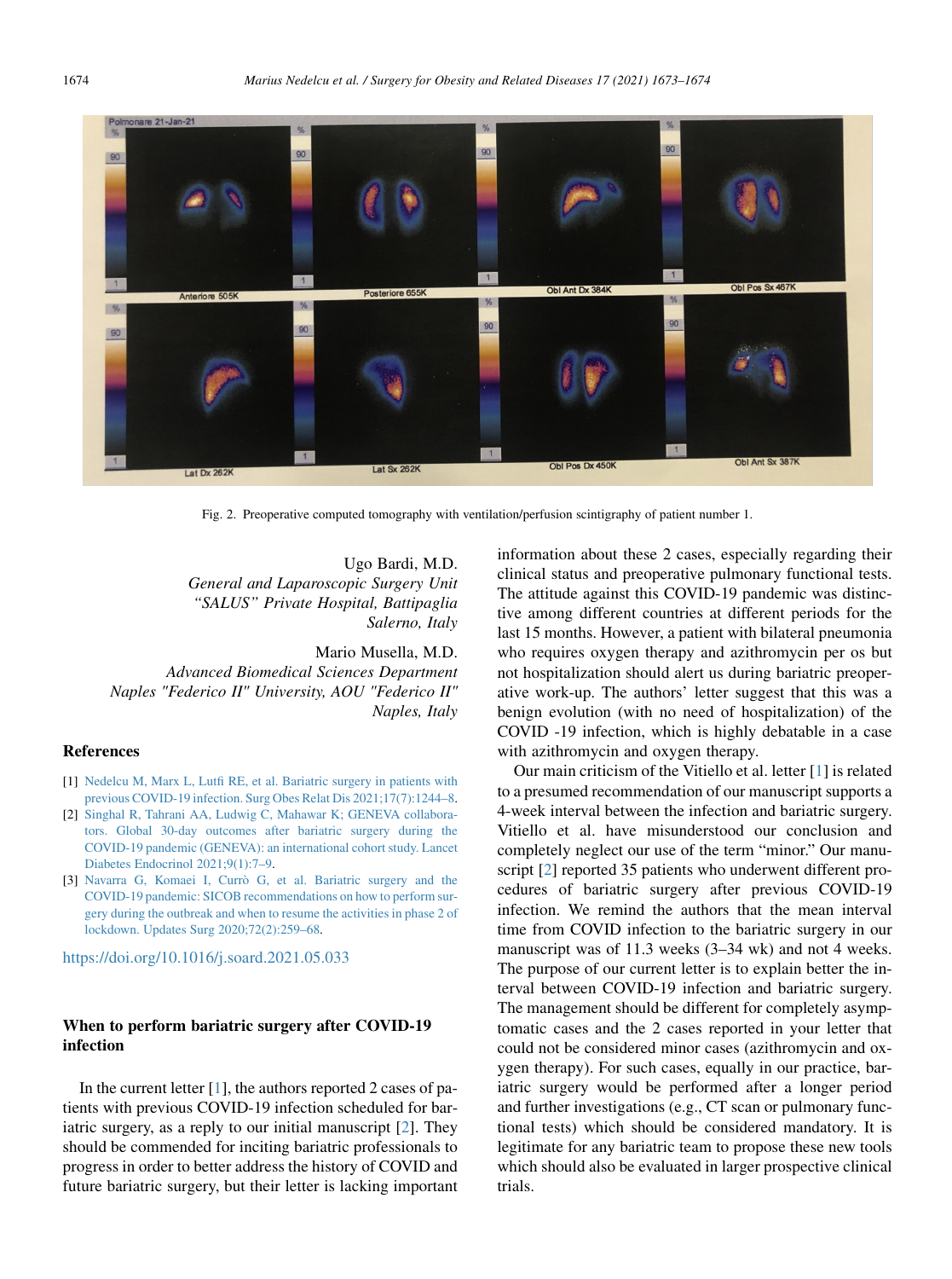Fig. 2. Preoperative computed tomography with ventilation/perfusion scintigraphy of patient number 1.

Ugo Bardi, M.D.
*General and Laparoscopic Surgery Unit*
*"SALUS" Private Hospital, Battipaglia*
*Salerno, Italy*

Mario Musella, M.D.
*Advanced Biomedical Sciences Department*
*Naples "Federico II" University, AOU "Federico II"*
*Naples, Italy*

## References

[1] Nedelcu M, Marx L, Lutfi RE, et al. Bariatric surgery in patients with previous COVID-19 infection. Surg Obes Relat Dis 2021;17(7):1244–8.

[2] Singhal R, Tahrani AA, Ludwig C, Mahawar K; GENEVA collaborators. Global 30-day outcomes after bariatric surgery during the COVID-19 pandemic (GENEVA): an international cohort study. Lancet Diabetes Endocrinol 2021;9(1):7–9.

[3] Navarra G, Komaei I, Currò G, et al. Bariatric surgery and the COVID-19 pandemic: SICOB recommendations on how to perform surgery during the outbreak and when to resume the activities in phase 2 of lockdown. Updates Surg 2020;72(2):259–68.

https://doi.org/10.1016/j.soard.2021.05.033

## When to perform bariatric surgery after COVID-19 infection

In the current letter [1], the authors reported 2 cases of patients with previous COVID-19 infection scheduled for bariatric surgery, as a reply to our initial manuscript [2]. They should be commended for inciting bariatric professionals to progress in order to better address the history of COVID and future bariatric surgery, but their letter is lacking important information about these 2 cases, especially regarding their clinical status and preoperative pulmonary functional tests. The attitude against this COVID-19 pandemic was distinctive among different countries at different periods for the last 15 months. However, a patient with bilateral pneumonia who requires oxygen therapy and azithromycin per os but not hospitalization should alert us during bariatric preoperative work-up. The authors' letter suggest that this was a benign evolution (with no need of hospitalization) of the COVID -19 infection, which is highly debatable in a case with azithromycin and oxygen therapy.

Our main criticism of the Vitiello et al. letter [1] is related to a presumed recommendation of our manuscript supports a 4-week interval between the infection and bariatric surgery. Vitiello et al. have misunderstood our conclusion and completely neglect our use of the term "minor." Our manuscript [2] reported 35 patients who underwent different procedures of bariatric surgery after previous COVID-19 infection. We remind the authors that the mean interval time from COVID infection to the bariatric surgery in our manuscript was of 11.3 weeks (3–34 wk) and not 4 weeks. The purpose of our current letter is to explain better the interval between COVID-19 infection and bariatric surgery. The management should be different for completely asymptomatic cases and the 2 cases reported in your letter that could not be considered minor cases (azithromycin and oxygen therapy). For such cases, equally in our practice, bariatric surgery would be performed after a longer period and further investigations (e.g., CT scan or pulmonary functional tests) which should be considered mandatory. It is legitimate for any bariatric team to propose these new tools which should also be evaluated in larger prospective clinical trials.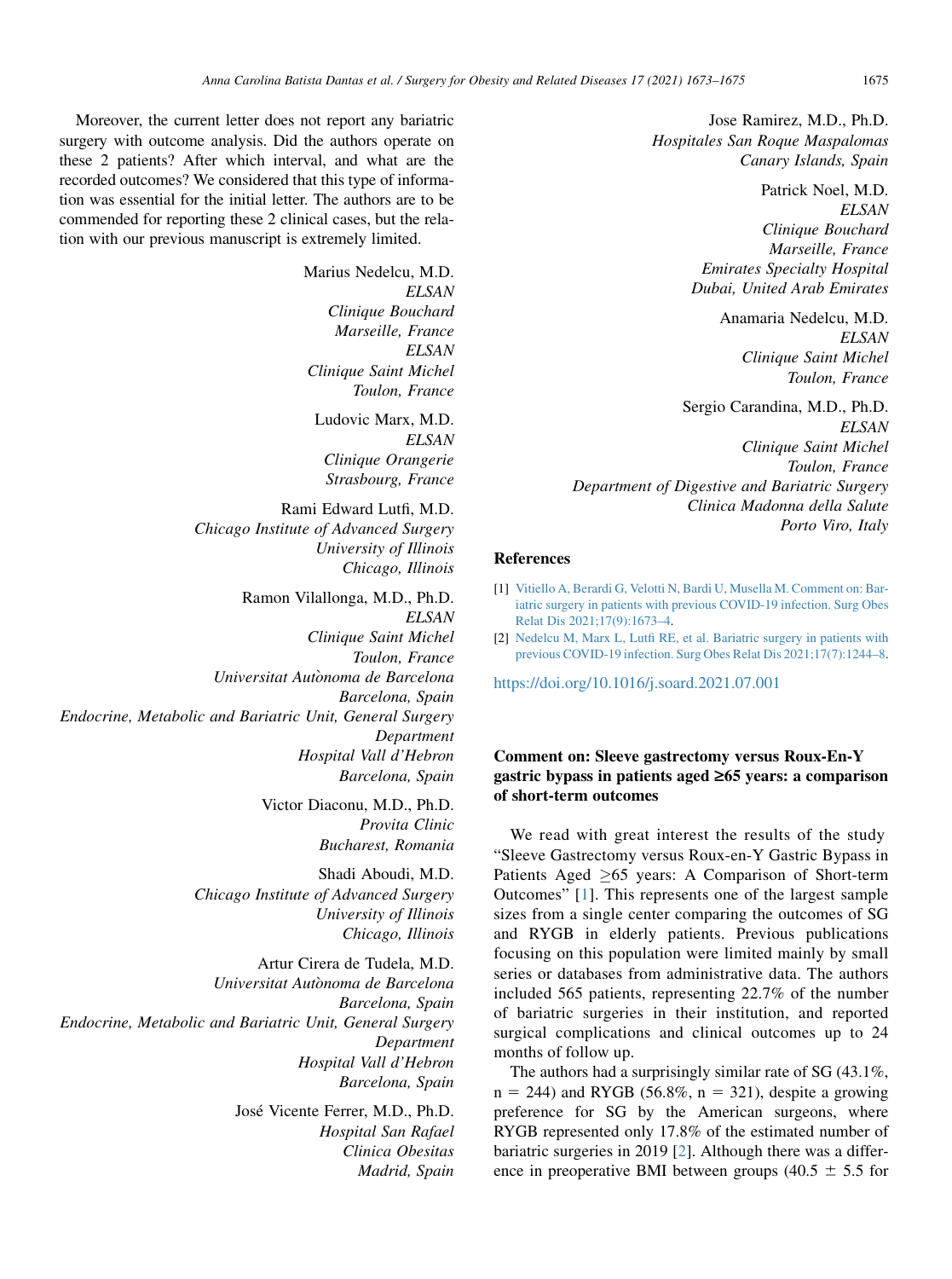Moreover, the current letter does not report any bariatric surgery with outcome analysis. Did the authors operate on these 2 patients? After which interval, and what are the recorded outcomes? We considered that this type of information was essential for the initial letter. The authors are to be commended for reporting these 2 clinical cases, but the relation with our previous manuscript is extremely limited.

Marius Nedelcu, M.D.
*ELSAN*
*Clinique Bouchard*
*Marseille, France*
*ELSAN*
*Clinique Saint Michel*
*Toulon, France*

Ludovic Marx, M.D.
*ELSAN*
*Clinique Orangerie*
*Strasbourg, France*

Rami Edward Lutfi, M.D.
*Chicago Institute of Advanced Surgery*
*University of Illinois*
*Chicago, Illinois*

Ramon Vilallonga, M.D., Ph.D.
*ELSAN*
*Clinique Saint Michel*
*Toulon, France*
*Universitat Autònoma de Barcelona*
*Barcelona, Spain*
*Endocrine, Metabolic and Bariatric Unit, General Surgery Department*
*Hospital Vall d'Hebron*
*Barcelona, Spain*

Victor Diaconu, M.D., Ph.D.
*Provita Clinic*
*Bucharest, Romania*

Shadi Aboudi, M.D.
*Chicago Institute of Advanced Surgery*
*University of Illinois*
*Chicago, Illinois*

Artur Cirera de Tudela, M.D.
*Universitat Autònoma de Barcelona*
*Barcelona, Spain*
*Endocrine, Metabolic and Bariatric Unit, General Surgery Department*
*Hospital Vall d'Hebron*
*Barcelona, Spain*

José Vicente Ferrer, M.D., Ph.D.
*Hospital San Rafael*
*Clinica Obesitas*
*Madrid, Spain*

Jose Ramirez, M.D., Ph.D.
*Hospitales San Roque Maspalomas*
*Canary Islands, Spain*

Patrick Noel, M.D.
*ELSAN*
*Clinique Bouchard*
*Marseille, France*
*Emirates Specialty Hospital*
*Dubai, United Arab Emirates*

Anamaria Nedelcu, M.D.
*ELSAN*
*Clinique Saint Michel*
*Toulon, France*

Sergio Carandina, M.D., Ph.D.
*ELSAN*
*Clinique Saint Michel*
*Toulon, France*
*Department of Digestive and Bariatric Surgery*
*Clinica Madonna della Salute*
*Porto Viro, Italy*

## References

[1] Vitiello A, Berardi G, Velotti N, Bardi U, Musella M. Comment on: Bariatric surgery in patients with previous COVID-19 infection. Surg Obes Relat Dis 2021;17(9):1673–4.

[2] Nedelcu M, Marx L, Lutfi RE, et al. Bariatric surgery in patients with previous COVID-19 infection. Surg Obes Relat Dis 2021;17(7):1244–8.

https://doi.org/10.1016/j.soard.2021.07.001

## Comment on: Sleeve gastrectomy versus Roux-En-Y gastric bypass in patients aged ≥65 years: a comparison of short-term outcomes

We read with great interest the results of the study "Sleeve Gastrectomy versus Roux-en-Y Gastric Bypass in Patients Aged ≥65 years: A Comparison of Short-term Outcomes" [1]. This represents one of the largest sample sizes from a single center comparing the outcomes of SG and RYGB in elderly patients. Previous publications focusing on this population were limited mainly by small series or databases from administrative data. The authors included 565 patients, representing 22.7% of the number of bariatric surgeries in their institution, and reported surgical complications and clinical outcomes up to 24 months of follow up.

The authors had a surprisingly similar rate of SG (43.1%, n = 244) and RYGB (56.8%, n = 321), despite a growing preference for SG by the American surgeons, where RYGB represented only 17.8% of the estimated number of bariatric surgeries in 2019 [2]. Although there was a difference in preoperative BMI between groups (40.5 ± 5.5 for